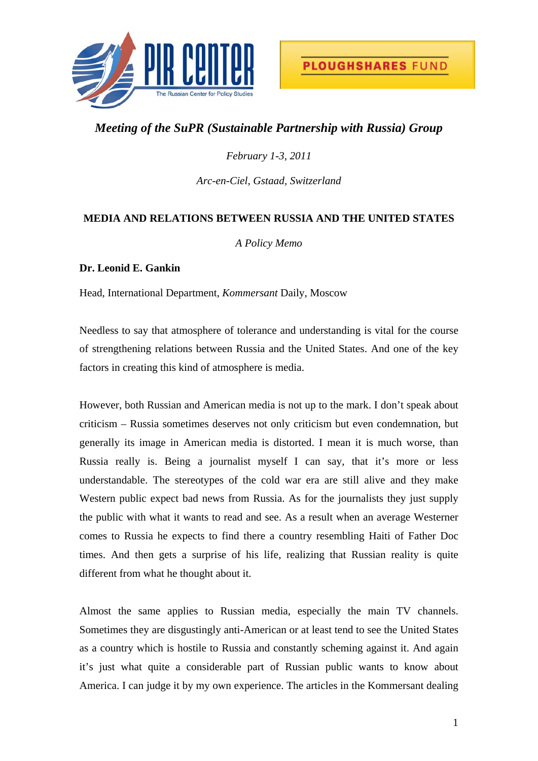*Meeting of the SuPR (Sustainable Partnership with Russia) Group*

*February 1-3, 2011*

*Arc-en-Ciel, Gstaad, Switzerland*

## MEDIA AND RELATIONS BETWEEN RUSSIA AND THE UNITED STATES

*A Policy Memo*

**Dr. Leonid E. Gankin**

Head, International Department, *Kommersant* Daily, Moscow

Needless to say that atmosphere of tolerance and understanding is vital for the course of strengthening relations between Russia and the United States. And one of the key factors in creating this kind of atmosphere is media.

However, both Russian and American media is not up to the mark. I don't speak about criticism – Russia sometimes deserves not only criticism but even condemnation, but generally its image in American media is distorted. I mean it is much worse, than Russia really is. Being a journalist myself I can say, that it's more or less understandable. The stereotypes of the cold war era are still alive and they make Western public expect bad news from Russia. As for the journalists they just supply the public with what it wants to read and see. As a result when an average Westerner comes to Russia he expects to find there a country resembling Haiti of Father Doc times. And then gets a surprise of his life, realizing that Russian reality is quite different from what he thought about it.

Almost the same applies to Russian media, especially the main TV channels. Sometimes they are disgustingly anti-American or at least tend to see the United States as a country which is hostile to Russia and constantly scheming against it. And again it's just what quite a considerable part of Russian public wants to know about America. I can judge it by my own experience. The articles in the Kommersant dealing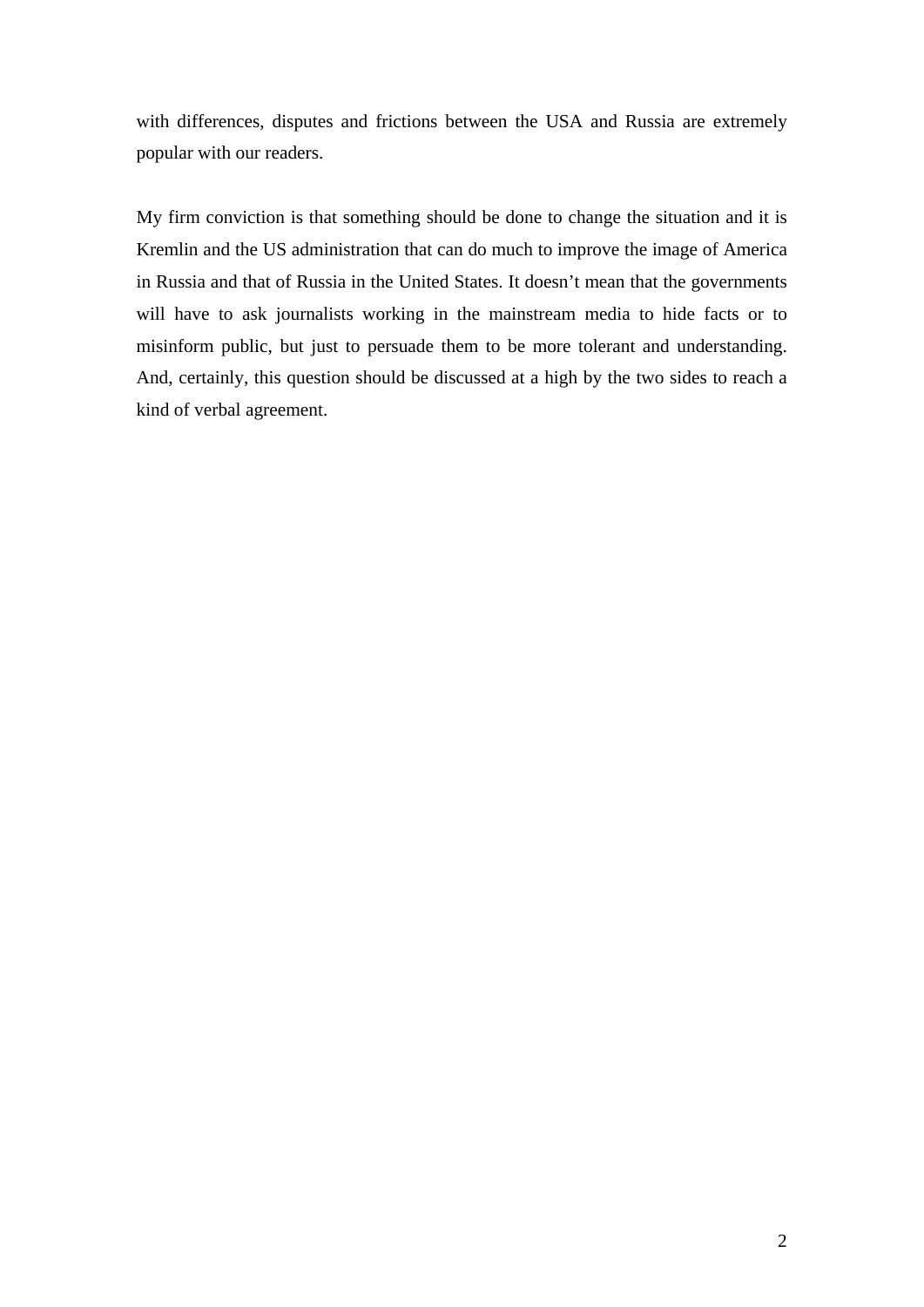with differences, disputes and frictions between the USA and Russia are extremely popular with our readers.

My firm conviction is that something should be done to change the situation and it is Kremlin and the US administration that can do much to improve the image of America in Russia and that of Russia in the United States. It doesn't mean that the governments will have to ask journalists working in the mainstream media to hide facts or to misinform public, but just to persuade them to be more tolerant and understanding. And, certainly, this question should be discussed at a high by the two sides to reach a kind of verbal agreement.